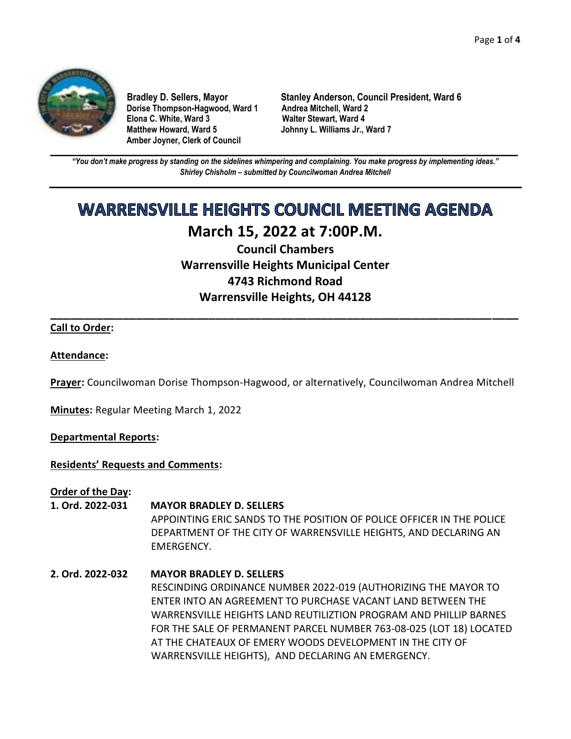**Bradley D. Sellers, Mayor**
**Stanley Anderson, Council President, Ward 6**
**Dorise Thompson-Hagwood, Ward 1**
**Andrea Mitchell, Ward 2**
**Elona C. White, Ward 3**
**Walter Stewart, Ward 4**
**Matthew Howard, Ward 5**
**Johnny L. Williams Jr., Ward 7**
**Amber Joyner, Clerk of Council**

---

***"You don't make progress by standing on the sidelines whimpering and complaining. You make progress by implementing ideas."***
***Shirley Chisholm – submitted by Councilwoman Andrea Mitchell***

---

# WARRENSVILLE HEIGHTS COUNCIL MEETING AGENDA

## March 15, 2022 at 7:00P.M.

### Council Chambers
### Warrensville Heights Municipal Center
### 4743 Richmond Road
### Warrensville Heights, OH 44128

---

**Call to Order:**

**Attendance:**

**Prayer:** Councilwoman Dorise Thompson-Hagwood, or alternatively, Councilwoman Andrea Mitchell

**Minutes:** Regular Meeting March 1, 2022

**Departmental Reports:**

**Residents' Requests and Comments:**

**Order of the Day:**

**1. Ord. 2022-031** **MAYOR BRADLEY D. SELLERS**
APPOINTING ERIC SANDS TO THE POSITION OF POLICE OFFICER IN THE POLICE DEPARTMENT OF THE CITY OF WARRENSVILLE HEIGHTS, AND DECLARING AN EMERGENCY.

**2. Ord. 2022-032** **MAYOR BRADLEY D. SELLERS**
RESCINDING ORDINANCE NUMBER 2022-019 (AUTHORIZING THE MAYOR TO ENTER INTO AN AGREEMENT TO PURCHASE VACANT LAND BETWEEN THE WARRENSVILLE HEIGHTS LAND REUTILIZTION PROGRAM AND PHILLIP BARNES FOR THE SALE OF PERMANENT PARCEL NUMBER 763-08-025 (LOT 18) LOCATED AT THE CHATEAUX OF EMERY WOODS DEVELOPMENT IN THE CITY OF WARRENSVILLE HEIGHTS), AND DECLARING AN EMERGENCY.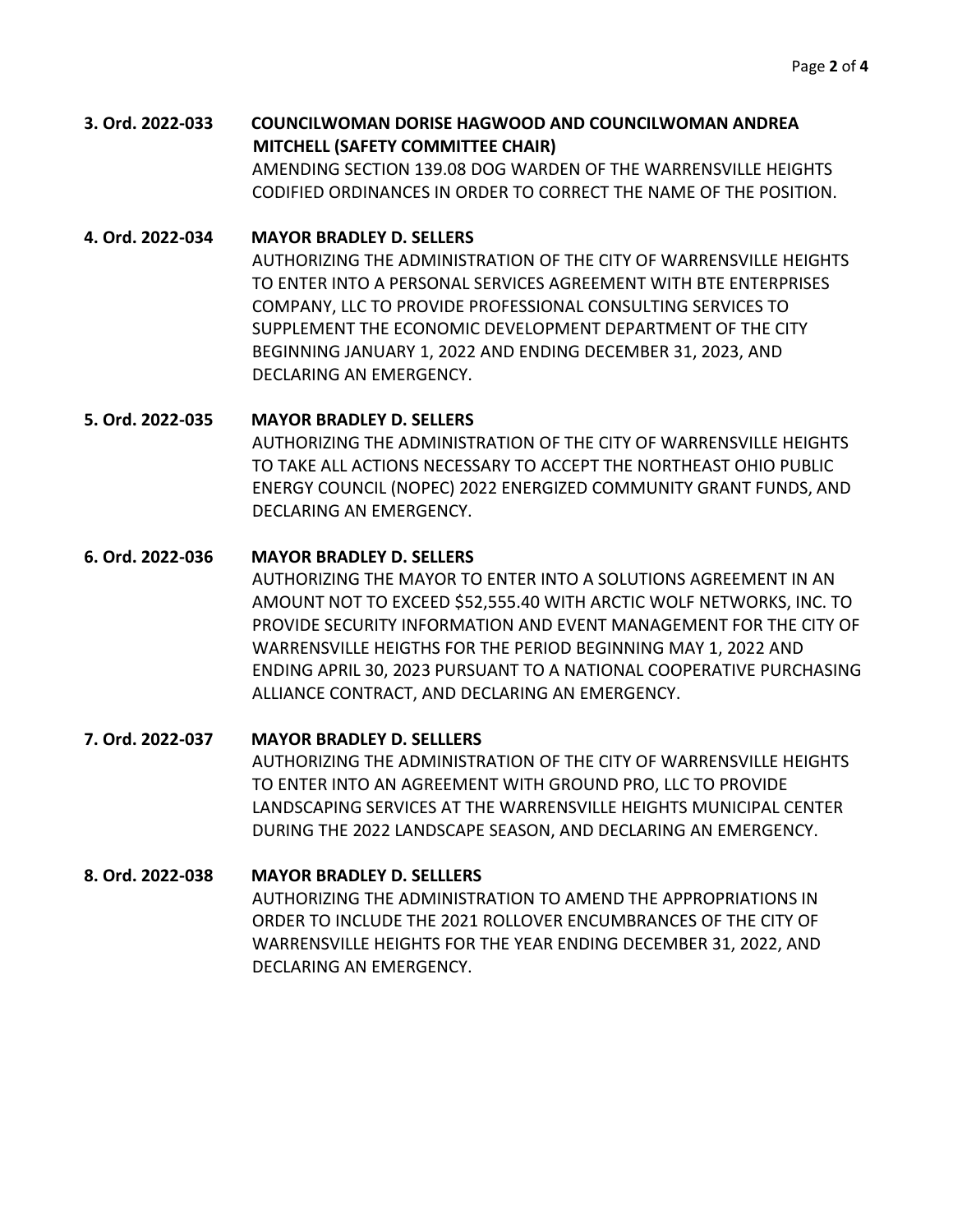**3. Ord. 2022-033** **COUNCILWOMAN DORISE HAGWOOD AND COUNCILWOMAN ANDREA MITCHELL (SAFETY COMMITTEE CHAIR)**

AMENDING SECTION 139.08 DOG WARDEN OF THE WARRENSVILLE HEIGHTS CODIFIED ORDINANCES IN ORDER TO CORRECT THE NAME OF THE POSITION.

**4. Ord. 2022-034** **MAYOR BRADLEY D. SELLERS**

AUTHORIZING THE ADMINISTRATION OF THE CITY OF WARRENSVILLE HEIGHTS TO ENTER INTO A PERSONAL SERVICES AGREEMENT WITH BTE ENTERPRISES COMPANY, LLC TO PROVIDE PROFESSIONAL CONSULTING SERVICES TO SUPPLEMENT THE ECONOMIC DEVELOPMENT DEPARTMENT OF THE CITY BEGINNING JANUARY 1, 2022 AND ENDING DECEMBER 31, 2023, AND DECLARING AN EMERGENCY.

**5. Ord. 2022-035** **MAYOR BRADLEY D. SELLERS**

AUTHORIZING THE ADMINISTRATION OF THE CITY OF WARRENSVILLE HEIGHTS TO TAKE ALL ACTIONS NECESSARY TO ACCEPT THE NORTHEAST OHIO PUBLIC ENERGY COUNCIL (NOPEC) 2022 ENERGIZED COMMUNITY GRANT FUNDS, AND DECLARING AN EMERGENCY.

**6. Ord. 2022-036** **MAYOR BRADLEY D. SELLERS**

AUTHORIZING THE MAYOR TO ENTER INTO A SOLUTIONS AGREEMENT IN AN AMOUNT NOT TO EXCEED $52,555.40 WITH ARCTIC WOLF NETWORKS, INC. TO PROVIDE SECURITY INFORMATION AND EVENT MANAGEMENT FOR THE CITY OF WARRENSVILLE HEIGTHS FOR THE PERIOD BEGINNING MAY 1, 2022 AND ENDING APRIL 30, 2023 PURSUANT TO A NATIONAL COOPERATIVE PURCHASING ALLIANCE CONTRACT, AND DECLARING AN EMERGENCY.

**7. Ord. 2022-037** **MAYOR BRADLEY D. SELLLERS**

AUTHORIZING THE ADMINISTRATION OF THE CITY OF WARRENSVILLE HEIGHTS TO ENTER INTO AN AGREEMENT WITH GROUND PRO, LLC TO PROVIDE LANDSCAPING SERVICES AT THE WARRENSVILLE HEIGHTS MUNICIPAL CENTER DURING THE 2022 LANDSCAPE SEASON, AND DECLARING AN EMERGENCY.

**8. Ord. 2022-038** **MAYOR BRADLEY D. SELLLERS**

AUTHORIZING THE ADMINISTRATION TO AMEND THE APPROPRIATIONS IN ORDER TO INCLUDE THE 2021 ROLLOVER ENCUMBRANCES OF THE CITY OF WARRENSVILLE HEIGHTS FOR THE YEAR ENDING DECEMBER 31, 2022, AND DECLARING AN EMERGENCY.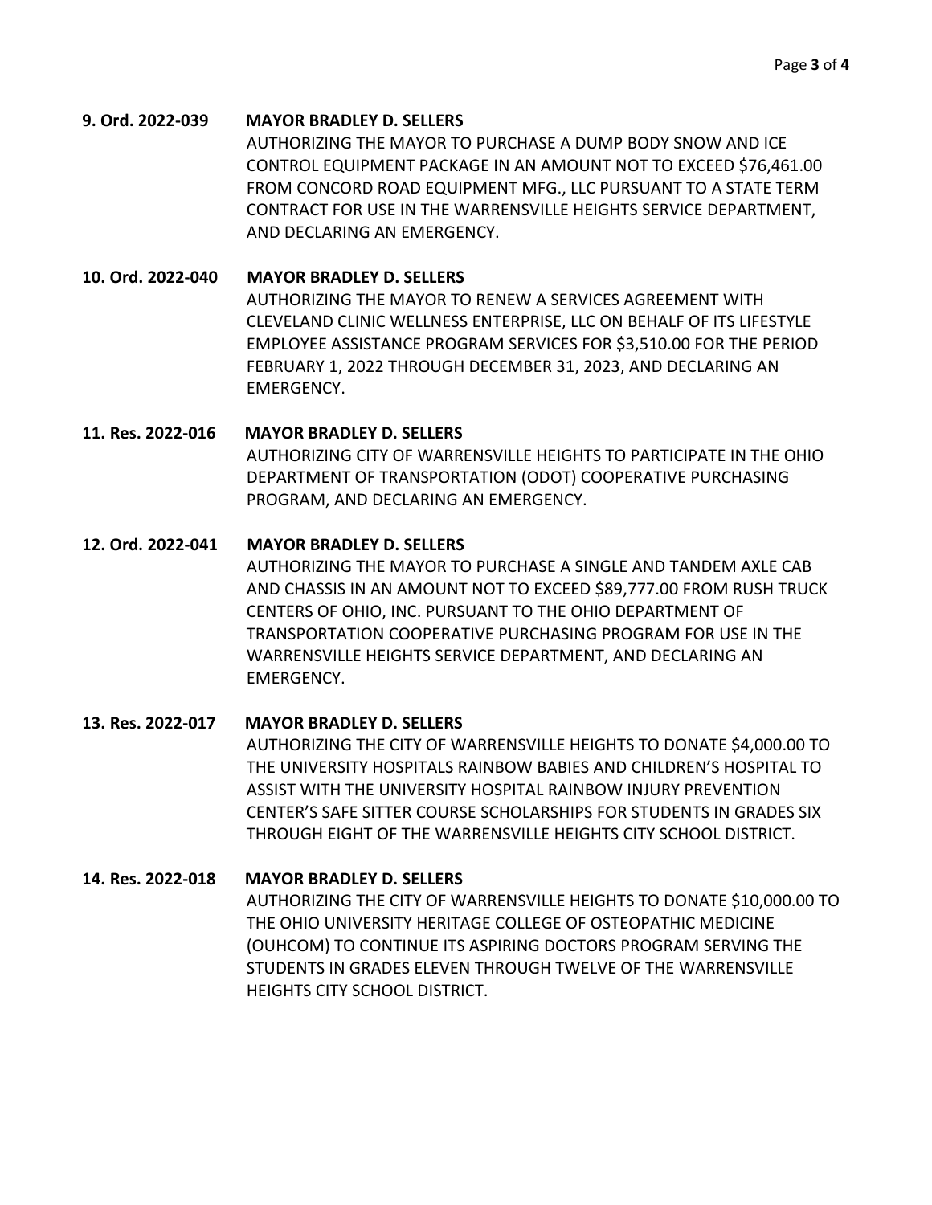**9. Ord. 2022-039 MAYOR BRADLEY D. SELLERS**

AUTHORIZING THE MAYOR TO PURCHASE A DUMP BODY SNOW AND ICE CONTROL EQUIPMENT PACKAGE IN AN AMOUNT NOT TO EXCEED $76,461.00 FROM CONCORD ROAD EQUIPMENT MFG., LLC PURSUANT TO A STATE TERM CONTRACT FOR USE IN THE WARRENSVILLE HEIGHTS SERVICE DEPARTMENT, AND DECLARING AN EMERGENCY.

**10. Ord. 2022-040 MAYOR BRADLEY D. SELLERS**

AUTHORIZING THE MAYOR TO RENEW A SERVICES AGREEMENT WITH CLEVELAND CLINIC WELLNESS ENTERPRISE, LLC ON BEHALF OF ITS LIFESTYLE EMPLOYEE ASSISTANCE PROGRAM SERVICES FOR $3,510.00 FOR THE PERIOD FEBRUARY 1, 2022 THROUGH DECEMBER 31, 2023, AND DECLARING AN EMERGENCY.

**11. Res. 2022-016 MAYOR BRADLEY D. SELLERS**

AUTHORIZING CITY OF WARRENSVILLE HEIGHTS TO PARTICIPATE IN THE OHIO DEPARTMENT OF TRANSPORTATION (ODOT) COOPERATIVE PURCHASING PROGRAM, AND DECLARING AN EMERGENCY.

**12. Ord. 2022-041 MAYOR BRADLEY D. SELLERS**

AUTHORIZING THE MAYOR TO PURCHASE A SINGLE AND TANDEM AXLE CAB AND CHASSIS IN AN AMOUNT NOT TO EXCEED $89,777.00 FROM RUSH TRUCK CENTERS OF OHIO, INC. PURSUANT TO THE OHIO DEPARTMENT OF TRANSPORTATION COOPERATIVE PURCHASING PROGRAM FOR USE IN THE WARRENSVILLE HEIGHTS SERVICE DEPARTMENT, AND DECLARING AN EMERGENCY.

**13. Res. 2022-017 MAYOR BRADLEY D. SELLERS**

AUTHORIZING THE CITY OF WARRENSVILLE HEIGHTS TO DONATE $4,000.00 TO THE UNIVERSITY HOSPITALS RAINBOW BABIES AND CHILDREN'S HOSPITAL TO ASSIST WITH THE UNIVERSITY HOSPITAL RAINBOW INJURY PREVENTION CENTER'S SAFE SITTER COURSE SCHOLARSHIPS FOR STUDENTS IN GRADES SIX THROUGH EIGHT OF THE WARRENSVILLE HEIGHTS CITY SCHOOL DISTRICT.

**14. Res. 2022-018 MAYOR BRADLEY D. SELLERS**

AUTHORIZING THE CITY OF WARRENSVILLE HEIGHTS TO DONATE $10,000.00 TO THE OHIO UNIVERSITY HERITAGE COLLEGE OF OSTEOPATHIC MEDICINE (OUHCOM) TO CONTINUE ITS ASPIRING DOCTORS PROGRAM SERVING THE STUDENTS IN GRADES ELEVEN THROUGH TWELVE OF THE WARRENSVILLE HEIGHTS CITY SCHOOL DISTRICT.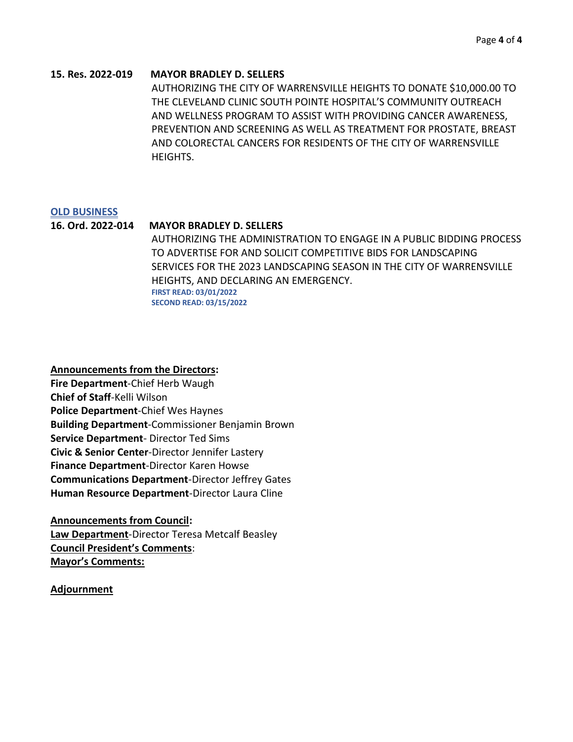**15. Res. 2022-019 MAYOR BRADLEY D. SELLERS**

AUTHORIZING THE CITY OF WARRENSVILLE HEIGHTS TO DONATE $10,000.00 TO THE CLEVELAND CLINIC SOUTH POINTE HOSPITAL'S COMMUNITY OUTREACH AND WELLNESS PROGRAM TO ASSIST WITH PROVIDING CANCER AWARENESS, PREVENTION AND SCREENING AS WELL AS TREATMENT FOR PROSTATE, BREAST AND COLORECTAL CANCERS FOR RESIDENTS OF THE CITY OF WARRENSVILLE HEIGHTS.

## OLD BUSINESS

**16. Ord. 2022-014 MAYOR BRADLEY D. SELLERS**

AUTHORIZING THE ADMINISTRATION TO ENGAGE IN A PUBLIC BIDDING PROCESS TO ADVERTISE FOR AND SOLICIT COMPETITIVE BIDS FOR LANDSCAPING SERVICES FOR THE 2023 LANDSCAPING SEASON IN THE CITY OF WARRENSVILLE HEIGHTS, AND DECLARING AN EMERGENCY.

**FIRST READ: 03/01/2022**
**SECOND READ: 03/15/2022**

**Announcements from the Directors:**

**Fire Department**-Chief Herb Waugh
**Chief of Staff**-Kelli Wilson
**Police Department**-Chief Wes Haynes
**Building Department**-Commissioner Benjamin Brown
**Service Department**- Director Ted Sims
**Civic & Senior Center**-Director Jennifer Lastery
**Finance Department**-Director Karen Howse
**Communications Department**-Director Jeffrey Gates
**Human Resource Department**-Director Laura Cline

**Announcements from Council:**
**Law Department**-Director Teresa Metcalf Beasley
**Council President's Comments**:
**Mayor's Comments:**

**Adjournment**